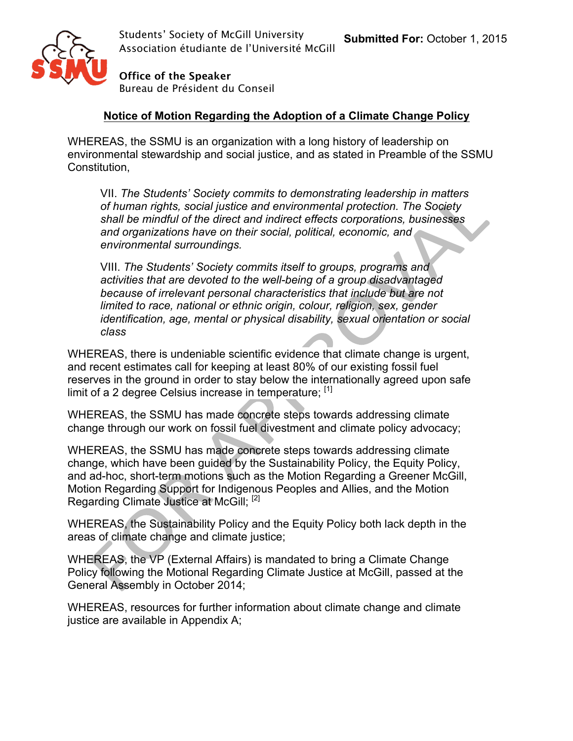Students' Society of McGill University
Association étudiante de l'Université McGill

Office of the Speaker
Bureau de Président du Conseil

**Submitted For:** October 1, 2015

## Notice of Motion Regarding the Adoption of a Climate Change Policy

WHEREAS, the SSMU is an organization with a long history of leadership on environmental stewardship and social justice, and as stated in Preamble of the SSMU Constitution,

> VII. *The Students' Society commits to demonstrating leadership in matters of human rights, social justice and environmental protection. The Society shall be mindful of the direct and indirect effects corporations, businesses and organizations have on their social, political, economic, and environmental surroundings.*
>
> VIII. *The Students' Society commits itself to groups, programs and activities that are devoted to the well-being of a group disadvantaged because of irrelevant personal characteristics that include but are not limited to race, national or ethnic origin, colour, religion, sex, gender identification, age, mental or physical disability, sexual orientation or social class*

WHEREAS, there is undeniable scientific evidence that climate change is urgent, and recent estimates call for keeping at least 80% of our existing fossil fuel reserves in the ground in order to stay below the internationally agreed upon safe limit of a 2 degree Celsius increase in temperature; [1]

WHEREAS, the SSMU has made concrete steps towards addressing climate change through our work on fossil fuel divestment and climate policy advocacy;

WHEREAS, the SSMU has made concrete steps towards addressing climate change, which have been guided by the Sustainability Policy, the Equity Policy, and ad-hoc, short-term motions such as the Motion Regarding a Greener McGill, Motion Regarding Support for Indigenous Peoples and Allies, and the Motion Regarding Climate Justice at McGill; [2]

WHEREAS, the Sustainability Policy and the Equity Policy both lack depth in the areas of climate change and climate justice;

WHEREAS, the VP (External Affairs) is mandated to bring a Climate Change Policy following the Motional Regarding Climate Justice at McGill, passed at the General Assembly in October 2014;

WHEREAS, resources for further information about climate change and climate justice are available in Appendix A;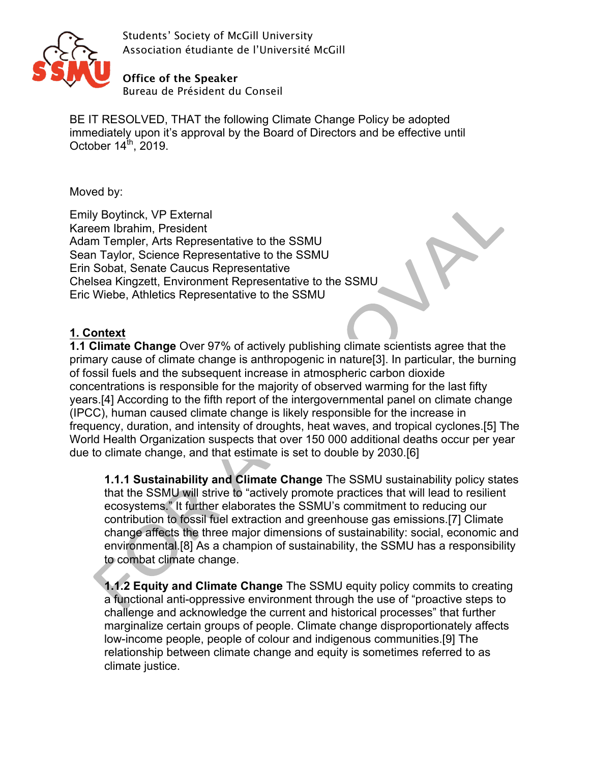Students' Society of McGill University
Association étudiante de l'Université McGill

**Office of the Speaker**
Bureau de Président du Conseil

BE IT RESOLVED, THAT the following Climate Change Policy be adopted immediately upon it's approval by the Board of Directors and be effective until October 14th, 2019.

Moved by:

Emily Boytinck, VP External
Kareem Ibrahim, President
Adam Templer, Arts Representative to the SSMU
Sean Taylor, Science Representative to the SSMU
Erin Sobat, Senate Caucus Representative
Chelsea Kingzett, Environment Representative to the SSMU
Eric Wiebe, Athletics Representative to the SSMU

## 1. Context

**1.1 Climate Change** Over 97% of actively publishing climate scientists agree that the primary cause of climate change is anthropogenic in nature[3]. In particular, the burning of fossil fuels and the subsequent increase in atmospheric carbon dioxide concentrations is responsible for the majority of observed warming for the last fifty years.[4] According to the fifth report of the intergovernmental panel on climate change (IPCC), human caused climate change is likely responsible for the increase in frequency, duration, and intensity of droughts, heat waves, and tropical cyclones.[5] The World Health Organization suspects that over 150 000 additional deaths occur per year due to climate change, and that estimate is set to double by 2030.[6]

> **1.1.1 Sustainability and Climate Change** The SSMU sustainability policy states that the SSMU will strive to "actively promote practices that will lead to resilient ecosystems." It further elaborates the SSMU's commitment to reducing our contribution to fossil fuel extraction and greenhouse gas emissions.[7] Climate change affects the three major dimensions of sustainability: social, economic and environmental.[8] As a champion of sustainability, the SSMU has a responsibility to combat climate change.
>
> **1.1.2 Equity and Climate Change** The SSMU equity policy commits to creating a functional anti-oppressive environment through the use of "proactive steps to challenge and acknowledge the current and historical processes" that further marginalize certain groups of people. Climate change disproportionately affects low-income people, people of colour and indigenous communities.[9] The relationship between climate change and equity is sometimes referred to as climate justice.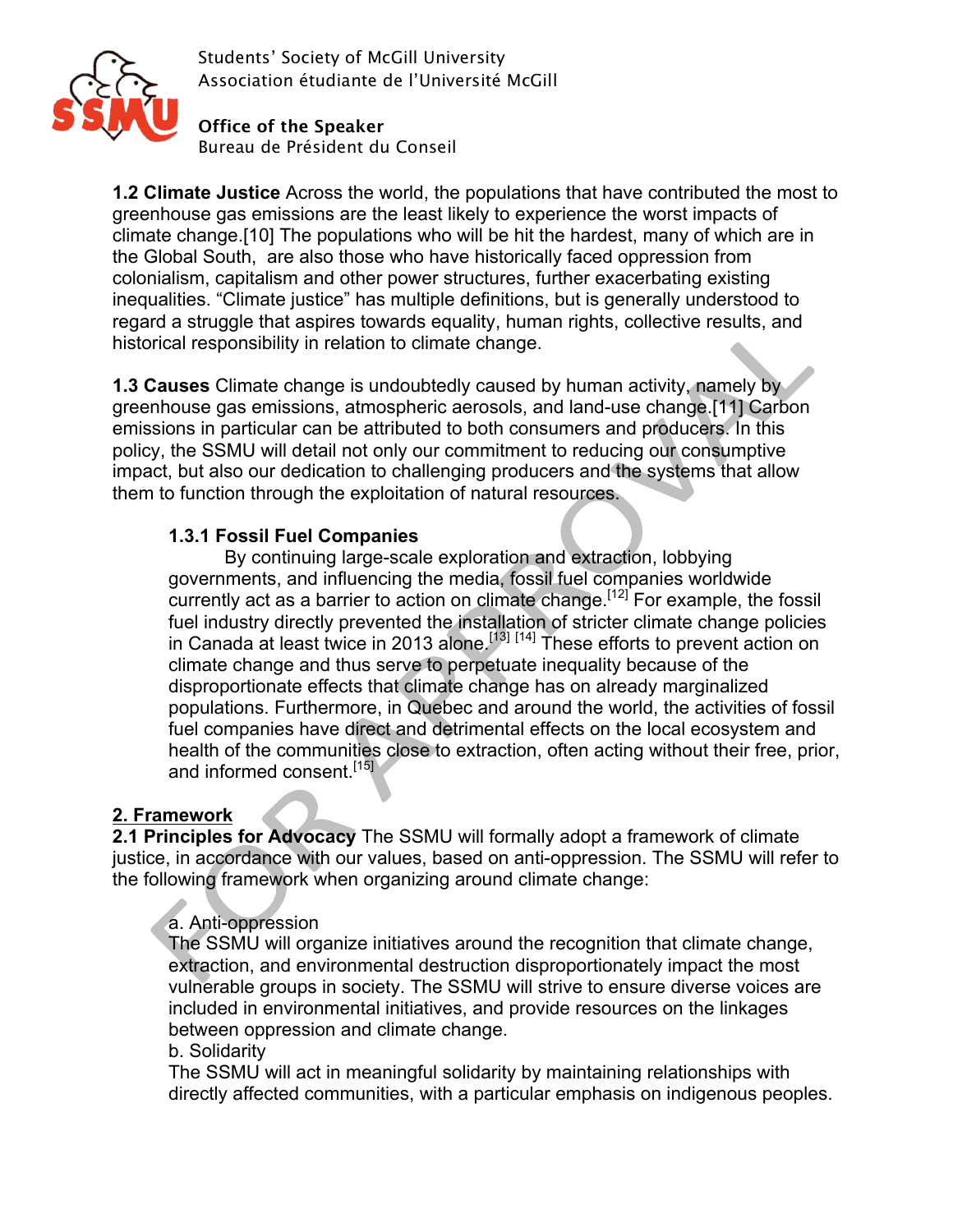**1.2 Climate Justice** Across the world, the populations that have contributed the most to greenhouse gas emissions are the least likely to experience the worst impacts of climate change.[10] The populations who will be hit the hardest, many of which are in the Global South, are also those who have historically faced oppression from colonialism, capitalism and other power structures, further exacerbating existing inequalities. "Climate justice" has multiple definitions, but is generally understood to regard a struggle that aspires towards equality, human rights, collective results, and historical responsibility in relation to climate change.

**1.3 Causes** Climate change is undoubtedly caused by human activity, namely by greenhouse gas emissions, atmospheric aerosols, and land-use change.[11] Carbon emissions in particular can be attributed to both consumers and producers. In this policy, the SSMU will detail not only our commitment to reducing our consumptive impact, but also our dedication to challenging producers and the systems that allow them to function through the exploitation of natural resources.

**1.3.1 Fossil Fuel Companies**

By continuing large-scale exploration and extraction, lobbying governments, and influencing the media, fossil fuel companies worldwide currently act as a barrier to action on climate change.[12] For example, the fossil fuel industry directly prevented the installation of stricter climate change policies in Canada at least twice in 2013 alone.[13] [14] These efforts to prevent action on climate change and thus serve to perpetuate inequality because of the disproportionate effects that climate change has on already marginalized populations. Furthermore, in Quebec and around the world, the activities of fossil fuel companies have direct and detrimental effects on the local ecosystem and health of the communities close to extraction, often acting without their free, prior, and informed consent.[15]

## 2. Framework

**2.1 Principles for Advocacy** The SSMU will formally adopt a framework of climate justice, in accordance with our values, based on anti-oppression. The SSMU will refer to the following framework when organizing around climate change:

a. Anti-oppression
The SSMU will organize initiatives around the recognition that climate change, extraction, and environmental destruction disproportionately impact the most vulnerable groups in society. The SSMU will strive to ensure diverse voices are included in environmental initiatives, and provide resources on the linkages between oppression and climate change.

b. Solidarity
The SSMU will act in meaningful solidarity by maintaining relationships with directly affected communities, with a particular emphasis on indigenous peoples.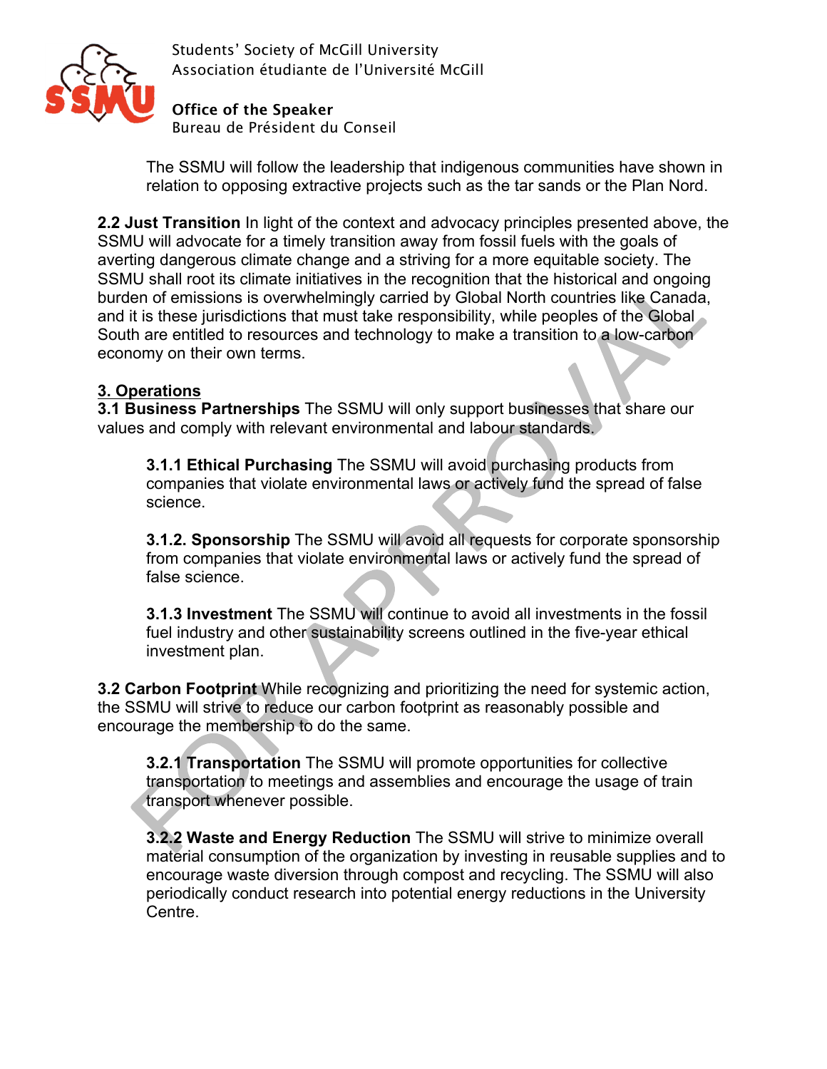The SSMU will follow the leadership that indigenous communities have shown in relation to opposing extractive projects such as the tar sands or the Plan Nord.

**2.2 Just Transition** In light of the context and advocacy principles presented above, the SSMU will advocate for a timely transition away from fossil fuels with the goals of averting dangerous climate change and a striving for a more equitable society. The SSMU shall root its climate initiatives in the recognition that the historical and ongoing burden of emissions is overwhelmingly carried by Global North countries like Canada, and it is these jurisdictions that must take responsibility, while peoples of the Global South are entitled to resources and technology to make a transition to a low-carbon economy on their own terms.

## 3. Operations

**3.1 Business Partnerships** The SSMU will only support businesses that share our values and comply with relevant environmental and labour standards.

**3.1.1 Ethical Purchasing** The SSMU will avoid purchasing products from companies that violate environmental laws or actively fund the spread of false science.

**3.1.2. Sponsorship** The SSMU will avoid all requests for corporate sponsorship from companies that violate environmental laws or actively fund the spread of false science.

**3.1.3 Investment** The SSMU will continue to avoid all investments in the fossil fuel industry and other sustainability screens outlined in the five-year ethical investment plan.

**3.2 Carbon Footprint** While recognizing and prioritizing the need for systemic action, the SSMU will strive to reduce our carbon footprint as reasonably possible and encourage the membership to do the same.

**3.2.1 Transportation** The SSMU will promote opportunities for collective transportation to meetings and assemblies and encourage the usage of train transport whenever possible.

**3.2.2 Waste and Energy Reduction** The SSMU will strive to minimize overall material consumption of the organization by investing in reusable supplies and to encourage waste diversion through compost and recycling. The SSMU will also periodically conduct research into potential energy reductions in the University Centre.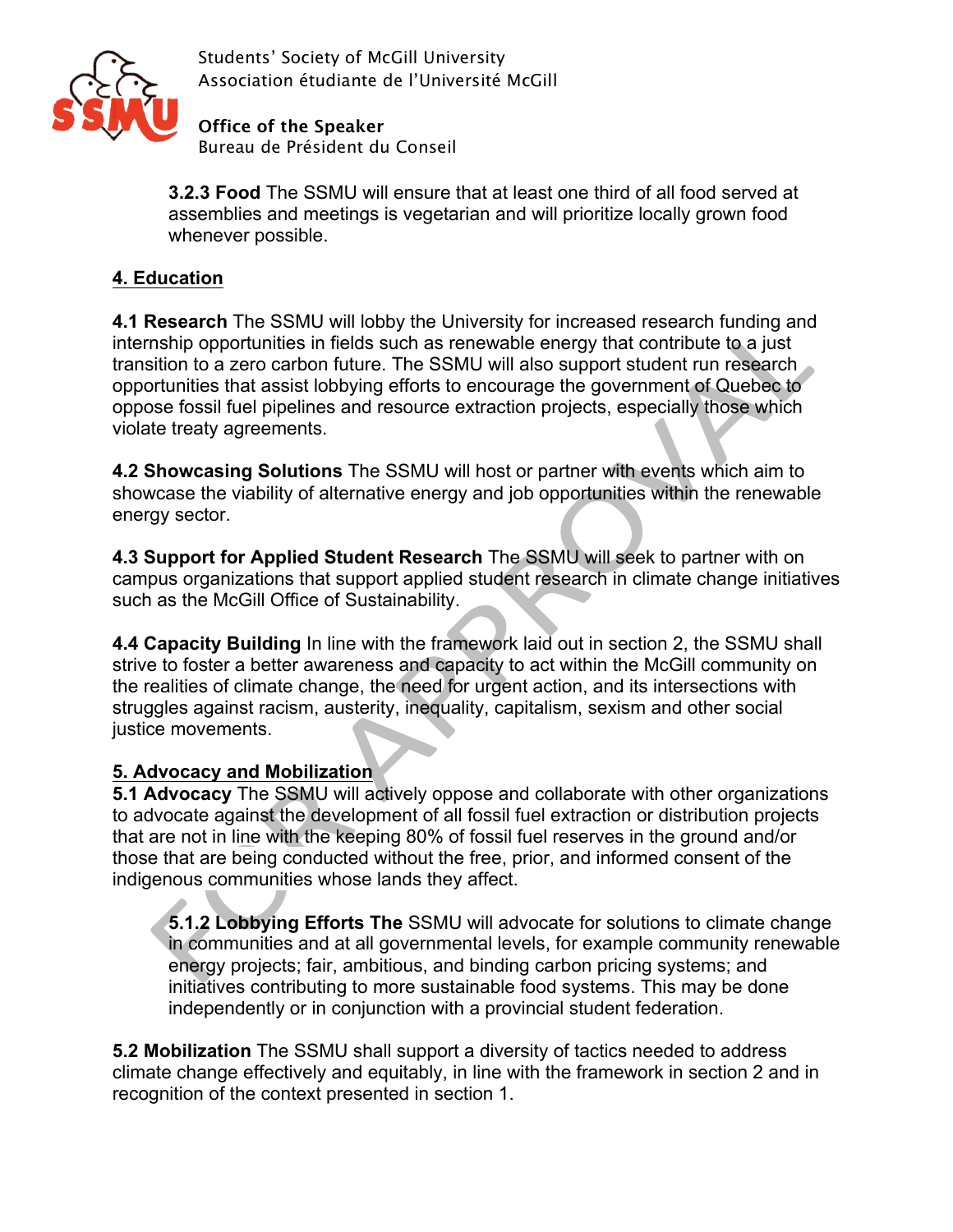3.2.3 **Food** The SSMU will ensure that at least one third of all food served at assemblies and meetings is vegetarian and will prioritize locally grown food whenever possible.

## 4. Education

**4.1 Research** The SSMU will lobby the University for increased research funding and internship opportunities in fields such as renewable energy that contribute to a just transition to a zero carbon future. The SSMU will also support student run research opportunities that assist lobbying efforts to encourage the government of Quebec to oppose fossil fuel pipelines and resource extraction projects, especially those which violate treaty agreements.

**4.2 Showcasing Solutions** The SSMU will host or partner with events which aim to showcase the viability of alternative energy and job opportunities within the renewable energy sector.

**4.3 Support for Applied Student Research** The SSMU will seek to partner with on campus organizations that support applied student research in climate change initiatives such as the McGill Office of Sustainability.

**4.4 Capacity Building** In line with the framework laid out in section 2, the SSMU shall strive to foster a better awareness and capacity to act within the McGill community on the realities of climate change, the need for urgent action, and its intersections with struggles against racism, austerity, inequality, capitalism, sexism and other social justice movements.

## 5. Advocacy and Mobilization

**5.1 Advocacy** The SSMU will actively oppose and collaborate with other organizations to advocate against the development of all fossil fuel extraction or distribution projects that are not in line with the keeping 80% of fossil fuel reserves in the ground and/or those that are being conducted without the free, prior, and informed consent of the indigenous communities whose lands they affect.

**5.1.2 Lobbying Efforts The** SSMU will advocate for solutions to climate change in communities and at all governmental levels, for example community renewable energy projects; fair, ambitious, and binding carbon pricing systems; and initiatives contributing to more sustainable food systems. This may be done independently or in conjunction with a provincial student federation.

**5.2 Mobilization** The SSMU shall support a diversity of tactics needed to address climate change effectively and equitably, in line with the framework in section 2 and in recognition of the context presented in section 1.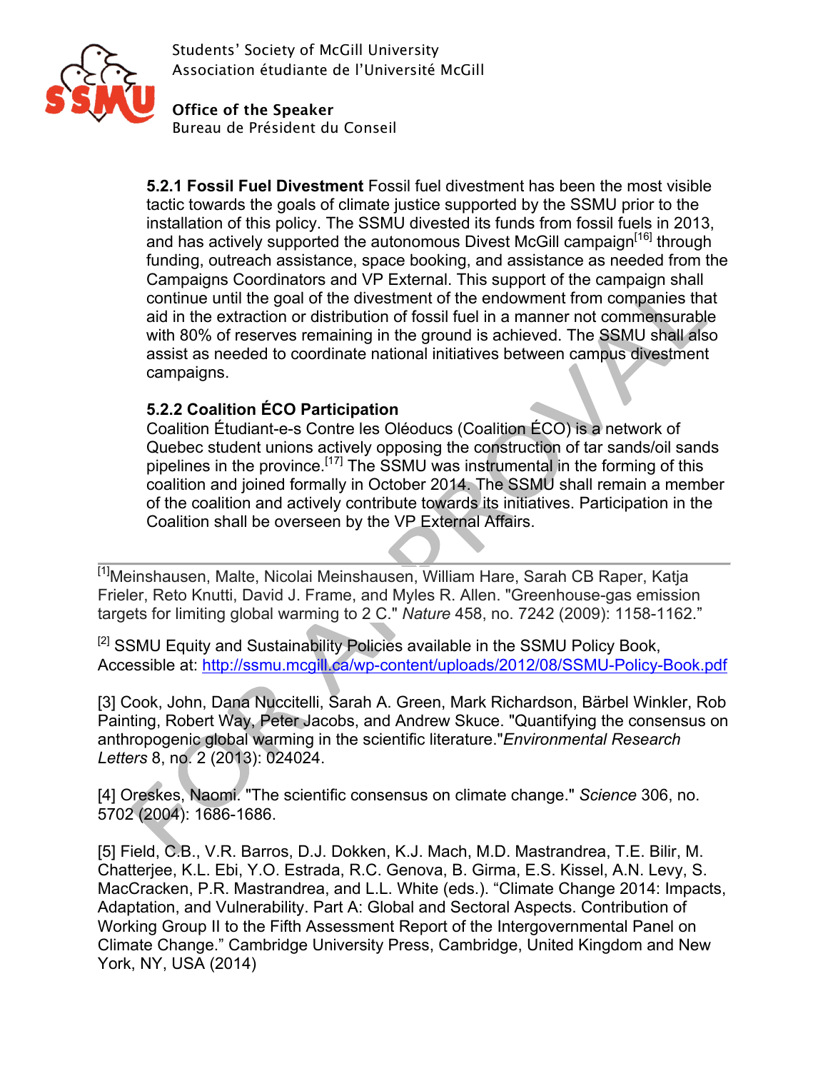**5.2.1 Fossil Fuel Divestment** Fossil fuel divestment has been the most visible tactic towards the goals of climate justice supported by the SSMU prior to the installation of this policy. The SSMU divested its funds from fossil fuels in 2013, and has actively supported the autonomous Divest McGill campaign[16] through funding, outreach assistance, space booking, and assistance as needed from the Campaigns Coordinators and VP External. This support of the campaign shall continue until the goal of the divestment of the endowment from companies that aid in the extraction or distribution of fossil fuel in a manner not commensurable with 80% of reserves remaining in the ground is achieved. The SSMU shall also assist as needed to coordinate national initiatives between campus divestment campaigns.

**5.2.2 Coalition ÉCO Participation**
Coalition Étudiant-e-s Contre les Oléoducs (Coalition ÉCO) is a network of Quebec student unions actively opposing the construction of tar sands/oil sands pipelines in the province.[17] The SSMU was instrumental in the forming of this coalition and joined formally in October 2014. The SSMU shall remain a member of the coalition and actively contribute towards its initiatives. Participation in the Coalition shall be overseen by the VP External Affairs.

---

[1] Meinshausen, Malte, Nicolai Meinshausen, William Hare, Sarah CB Raper, Katja Frieler, Reto Knutti, David J. Frame, and Myles R. Allen. "Greenhouse-gas emission targets for limiting global warming to 2 C." *Nature* 458, no. 7242 (2009): 1158-1162."

[2] SSMU Equity and Sustainability Policies available in the SSMU Policy Book, Accessible at: http://ssmu.mcgill.ca/wp-content/uploads/2012/08/SSMU-Policy-Book.pdf

[3] Cook, John, Dana Nuccitelli, Sarah A. Green, Mark Richardson, Bärbel Winkler, Rob Painting, Robert Way, Peter Jacobs, and Andrew Skuce. "Quantifying the consensus on anthropogenic global warming in the scientific literature."*Environmental Research Letters* 8, no. 2 (2013): 024024.

[4] Oreskes, Naomi. "The scientific consensus on climate change." *Science* 306, no. 5702 (2004): 1686-1686.

[5] Field, C.B., V.R. Barros, D.J. Dokken, K.J. Mach, M.D. Mastrandrea, T.E. Bilir, M. Chatterjee, K.L. Ebi, Y.O. Estrada, R.C. Genova, B. Girma, E.S. Kissel, A.N. Levy, S. MacCracken, P.R. Mastrandrea, and L.L. White (eds.). "Climate Change 2014: Impacts, Adaptation, and Vulnerability. Part A: Global and Sectoral Aspects. Contribution of Working Group II to the Fifth Assessment Report of the Intergovernmental Panel on Climate Change." Cambridge University Press, Cambridge, United Kingdom and New York, NY, USA (2014)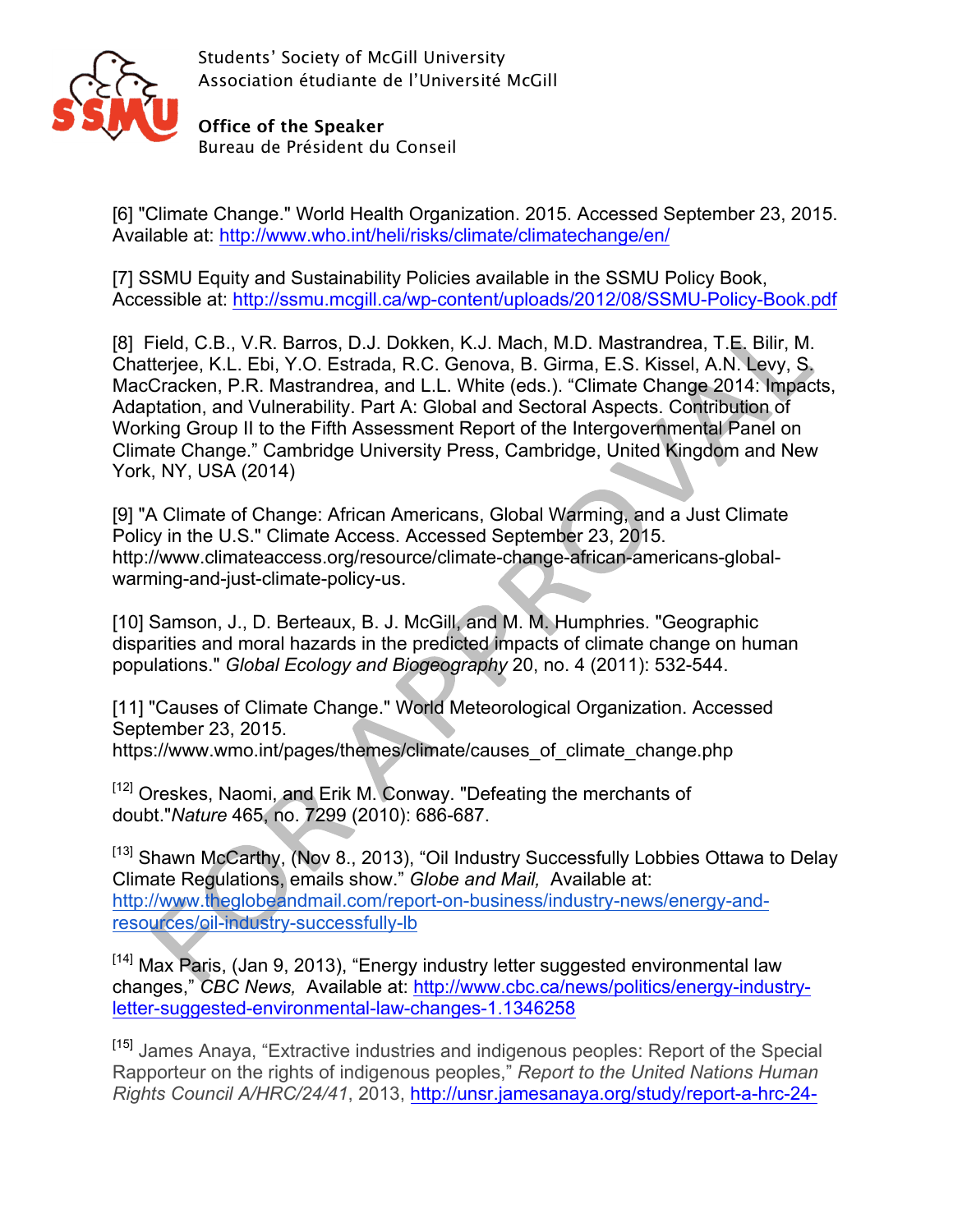[6] "Climate Change." World Health Organization. 2015. Accessed September 23, 2015. Available at: http://www.who.int/heli/risks/climate/climatechange/en/

[7] SSMU Equity and Sustainability Policies available in the SSMU Policy Book, Accessible at: http://ssmu.mcgill.ca/wp-content/uploads/2012/08/SSMU-Policy-Book.pdf

[8] Field, C.B., V.R. Barros, D.J. Dokken, K.J. Mach, M.D. Mastrandrea, T.E. Bilir, M. Chatterjee, K.L. Ebi, Y.O. Estrada, R.C. Genova, B. Girma, E.S. Kissel, A.N. Levy, S. MacCracken, P.R. Mastrandrea, and L.L. White (eds.). "Climate Change 2014: Impacts, Adaptation, and Vulnerability. Part A: Global and Sectoral Aspects. Contribution of Working Group II to the Fifth Assessment Report of the Intergovernmental Panel on Climate Change." Cambridge University Press, Cambridge, United Kingdom and New York, NY, USA (2014)

[9] "A Climate of Change: African Americans, Global Warming, and a Just Climate Policy in the U.S." Climate Access. Accessed September 23, 2015. http://www.climateaccess.org/resource/climate-change-african-americans-global-warming-and-just-climate-policy-us.

[10] Samson, J., D. Berteaux, B. J. McGill, and M. M. Humphries. "Geographic disparities and moral hazards in the predicted impacts of climate change on human populations." *Global Ecology and Biogeography* 20, no. 4 (2011): 532-544.

[11] "Causes of Climate Change." World Meteorological Organization. Accessed September 23, 2015. https://www.wmo.int/pages/themes/climate/causes_of_climate_change.php

[12] Oreskes, Naomi, and Erik M. Conway. "Defeating the merchants of doubt."*Nature* 465, no. 7299 (2010): 686-687.

[13] Shawn McCarthy, (Nov 8., 2013), "Oil Industry Successfully Lobbies Ottawa to Delay Climate Regulations, emails show." *Globe and Mail,* Available at: http://www.theglobeandmail.com/report-on-business/industry-news/energy-and-resources/oil-industry-successfully-lb

[14] Max Paris, (Jan 9, 2013), "Energy industry letter suggested environmental law changes," *CBC News,* Available at: http://www.cbc.ca/news/politics/energy-industry-letter-suggested-environmental-law-changes-1.1346258

[15] James Anaya, "Extractive industries and indigenous peoples: Report of the Special Rapporteur on the rights of indigenous peoples," *Report to the United Nations Human Rights Council A/HRC/24/41*, 2013, http://unsr.jamesanaya.org/study/report-a-hrc-24-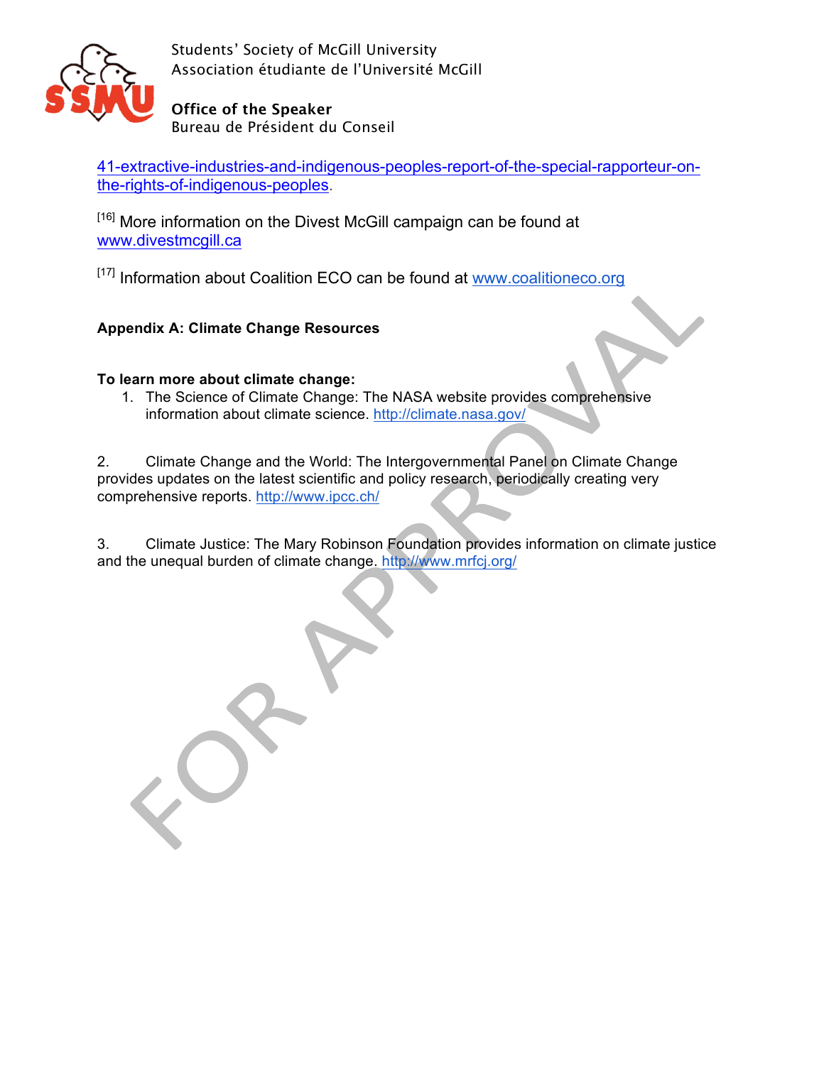41-extractive-industries-and-indigenous-peoples-report-of-the-special-rapporteur-on-the-rights-of-indigenous-peoples.

[16] More information on the Divest McGill campaign can be found at www.divestmcgill.ca

[17] Information about Coalition ECO can be found at www.coalitioneco.org

**Appendix A: Climate Change Resources**

**To learn more about climate change:**

1. The Science of Climate Change: The NASA website provides comprehensive information about climate science. http://climate.nasa.gov/

2. Climate Change and the World: The Intergovernmental Panel on Climate Change provides updates on the latest scientific and policy research, periodically creating very comprehensive reports. http://www.ipcc.ch/

3. Climate Justice: The Mary Robinson Foundation provides information on climate justice and the unequal burden of climate change. http://www.mrfcj.org/